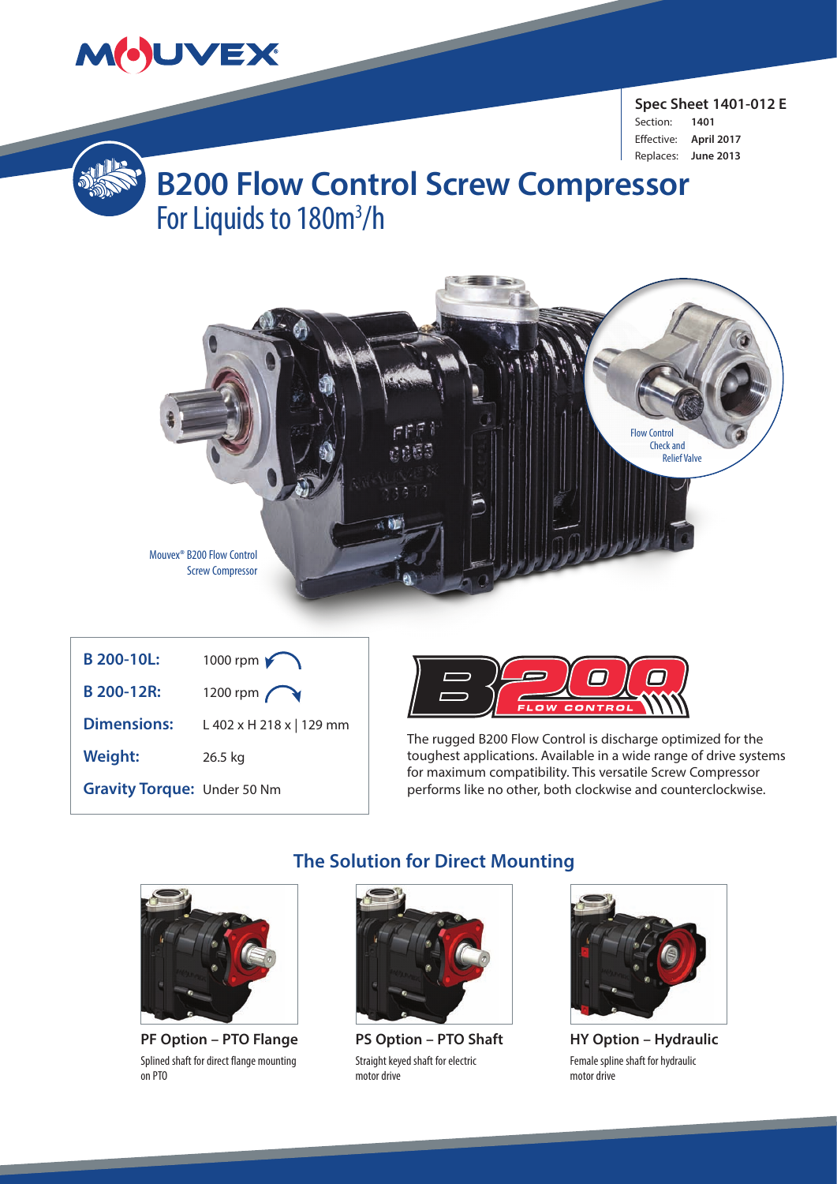**Spec Sheet 1401-012 E**
Section: 1401
Effective: April 2017
Replaces: June 2013

# B200 Flow Control Screw Compressor

## For Liquids to 180m$^3$/h

Flow Control Check and Relief Valve

Mouvex® B200 Flow Control Screw Compressor

| | |
|---|---|
| **B 200-10L:** | 1000 rpm |
| **B 200-12R:** | 1200 rpm |
| **Dimensions:** | L 402 x H 218 x \| 129 mm |
| **Weight:** | 26.5 kg |
| **Gravity Torque:** | Under 50 Nm |

B200 FLOW CONTROL

The rugged B200 Flow Control is discharge optimized for the toughest applications. Available in a wide range of drive systems for maximum compatibility. This versatile Screw Compressor performs like no other, both clockwise and counterclockwise.

## The Solution for Direct Mounting

**PF Option – PTO Flange**
Splined shaft for direct flange mounting on PTO

**PS Option – PTO Shaft**
Straight keyed shaft for electric motor drive

**HY Option – Hydraulic**
Female spline shaft for hydraulic motor drive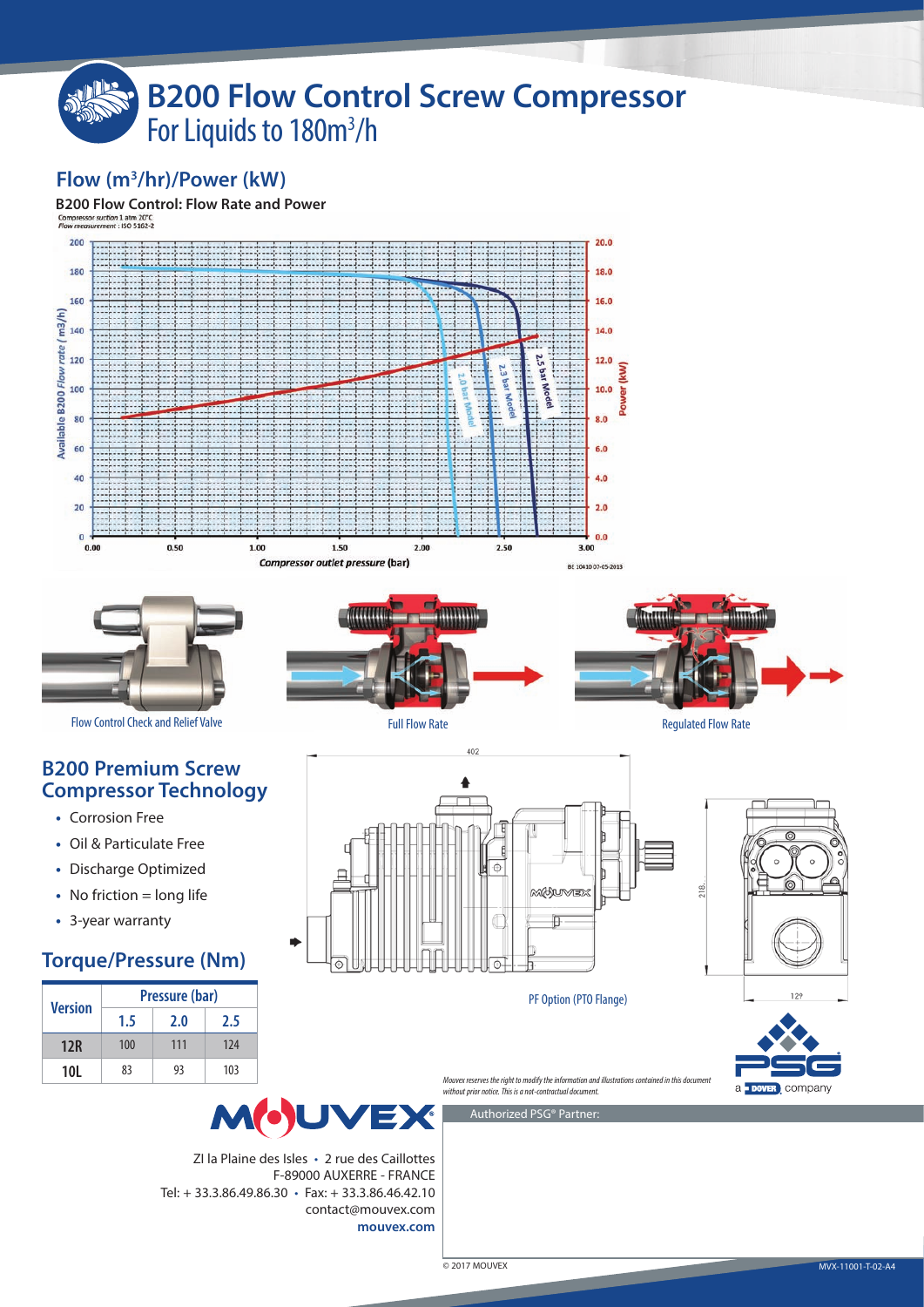# B200 Flow Control Screw Compressor

For Liquids to $180m^3/h$

## Flow ($m^3$/hr)/Power (kW)

**B200 Flow Control: Flow Rate and Power**

Compressor suction 1 atm 20°C
Flow measurement : ISO 5167-2

Available B200 Flow rate ( m3/h)

200
180
160
140
120
100
80
60
40
20
0

Power (kW)

20.0
18.0
16.0
14.0
12.0
10.0
8.0
6.0
4.0
2.0
0.0

0.00 0.50 1.00 1.50 2.00 2.50 3.00

*Compressor outlet pressure* (bar)

2.0 bar Model
2.3 bar Model
2.5 bar Model

BE 10410 07-05-2013

Flow Control Check and Relief Valve

Full Flow Rate

Regulated Flow Rate

## B200 Premium Screw Compressor Technology

- Corrosion Free
- Oil & Particulate Free
- Discharge Optimized
- No friction = long life
- 3-year warranty

402

218

129

PF Option (PTO Flange)

## Torque/Pressure (Nm)

| Version | Pressure (bar) | | |
|---|---|---|---|
| | 1.5 | 2.0 | 2.5 |
| 12R | 100 | 111 | 124 |
| 10L | 83 | 93 | 103 |

*Mouvex reserves the right to modify the information and illustrations contained in this document without prior notice. This is a not-contractual document.*

MOUVEX

ZI la Plaine des Isles • 2 rue des Caillottes
F-89000 AUXERRE - FRANCE
Tel: + 33.3.86.49.86.30 • Fax: + 33.3.86.46.42.10
contact@mouvex.com
**mouvex.com**

PSG
a DOVER company

Authorized PSG® Partner:

© 2017 MOUVEX

MVX-11001-T-02-A4